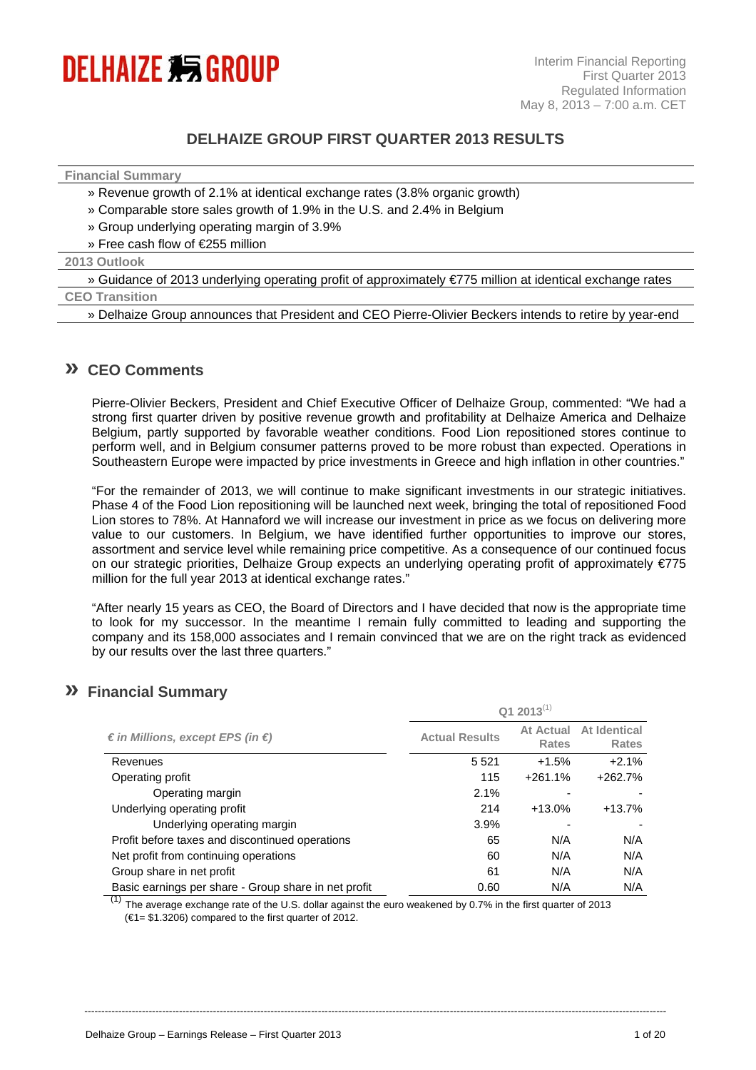DELHAIZE GROUP

Interim Financial Reporting
First Quarter 2013
Regulated Information
May 8, 2013 – 7:00 a.m. CET

# DELHAIZE GROUP FIRST QUARTER 2013 RESULTS

**Financial Summary**

» Revenue growth of 2.1% at identical exchange rates (3.8% organic growth)

» Comparable store sales growth of 1.9% in the U.S. and 2.4% in Belgium

» Group underlying operating margin of 3.9%

» Free cash flow of €255 million

**2013 Outlook**

» Guidance of 2013 underlying operating profit of approximately €775 million at identical exchange rates

**CEO Transition**

» Delhaize Group announces that President and CEO Pierre-Olivier Beckers intends to retire by year-end

## » CEO Comments

Pierre-Olivier Beckers, President and Chief Executive Officer of Delhaize Group, commented: "We had a strong first quarter driven by positive revenue growth and profitability at Delhaize America and Delhaize Belgium, partly supported by favorable weather conditions. Food Lion repositioned stores continue to perform well, and in Belgium consumer patterns proved to be more robust than expected. Operations in Southeastern Europe were impacted by price investments in Greece and high inflation in other countries."

"For the remainder of 2013, we will continue to make significant investments in our strategic initiatives. Phase 4 of the Food Lion repositioning will be launched next week, bringing the total of repositioned Food Lion stores to 78%. At Hannaford we will increase our investment in price as we focus on delivering more value to our customers. In Belgium, we have identified further opportunities to improve our stores, assortment and service level while remaining price competitive. As a consequence of our continued focus on our strategic priorities, Delhaize Group expects an underlying operating profit of approximately €775 million for the full year 2013 at identical exchange rates."

"After nearly 15 years as CEO, the Board of Directors and I have decided that now is the appropriate time to look for my successor. In the meantime I remain fully committed to leading and supporting the company and its 158,000 associates and I remain convinced that we are on the right track as evidenced by our results over the last three quarters."

## » Financial Summary

| | Q1 2013[1] | | |
|---|---|---|---|
| *€ in Millions, except EPS (in €)* | **Actual Results** | **At Actual Rates** | **At Identical Rates** |
| Revenues | 5 521 | +1.5% | +2.1% |
| Operating profit | 115 | +261.1% | +262.7% |
| Operating margin | 2.1% | - | - |
| Underlying operating profit | 214 | +13.0% | +13.7% |
| Underlying operating margin | 3.9% | - | - |
| Profit before taxes and discontinued operations | 65 | N/A | N/A |
| Net profit from continuing operations | 60 | N/A | N/A |
| Group share in net profit | 61 | N/A | N/A |
| Basic earnings per share - Group share in net profit | 0.60 | N/A | N/A |

[1] The average exchange rate of the U.S. dollar against the euro weakened by 0.7% in the first quarter of 2013 (€1= $1.3206) compared to the first quarter of 2012.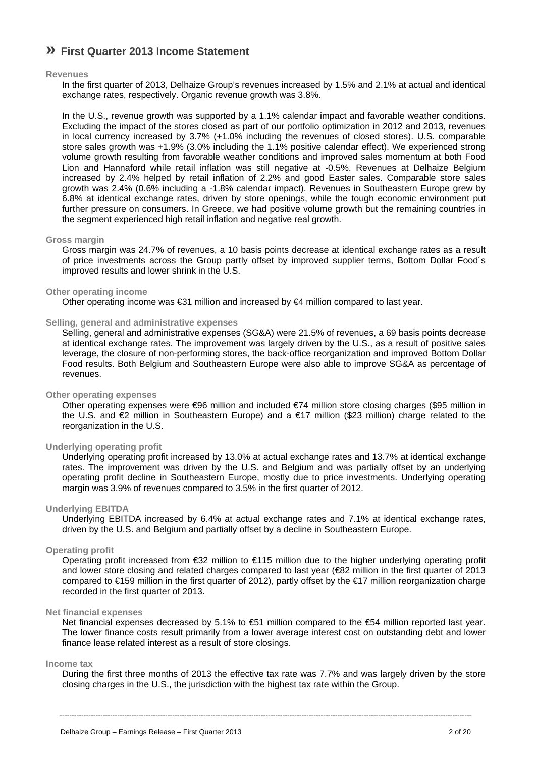# » First Quarter 2013 Income Statement

**Revenues**

In the first quarter of 2013, Delhaize Group's revenues increased by 1.5% and 2.1% at actual and identical exchange rates, respectively. Organic revenue growth was 3.8%.

In the U.S., revenue growth was supported by a 1.1% calendar impact and favorable weather conditions. Excluding the impact of the stores closed as part of our portfolio optimization in 2012 and 2013, revenues in local currency increased by 3.7% (+1.0% including the revenues of closed stores). U.S. comparable store sales growth was +1.9% (3.0% including the 1.1% positive calendar effect). We experienced strong volume growth resulting from favorable weather conditions and improved sales momentum at both Food Lion and Hannaford while retail inflation was still negative at -0.5%. Revenues at Delhaize Belgium increased by 2.4% helped by retail inflation of 2.2% and good Easter sales. Comparable store sales growth was 2.4% (0.6% including a -1.8% calendar impact). Revenues in Southeastern Europe grew by 6.8% at identical exchange rates, driven by store openings, while the tough economic environment put further pressure on consumers. In Greece, we had positive volume growth but the remaining countries in the segment experienced high retail inflation and negative real growth.

**Gross margin**

Gross margin was 24.7% of revenues, a 10 basis points decrease at identical exchange rates as a result of price investments across the Group partly offset by improved supplier terms, Bottom Dollar Food´s improved results and lower shrink in the U.S.

**Other operating income**

Other operating income was €31 million and increased by €4 million compared to last year.

**Selling, general and administrative expenses**

Selling, general and administrative expenses (SG&A) were 21.5% of revenues, a 69 basis points decrease at identical exchange rates. The improvement was largely driven by the U.S., as a result of positive sales leverage, the closure of non-performing stores, the back-office reorganization and improved Bottom Dollar Food results. Both Belgium and Southeastern Europe were also able to improve SG&A as percentage of revenues.

**Other operating expenses**

Other operating expenses were €96 million and included €74 million store closing charges ($95 million in the U.S. and €2 million in Southeastern Europe) and a €17 million ($23 million) charge related to the reorganization in the U.S.

**Underlying operating profit**

Underlying operating profit increased by 13.0% at actual exchange rates and 13.7% at identical exchange rates. The improvement was driven by the U.S. and Belgium and was partially offset by an underlying operating profit decline in Southeastern Europe, mostly due to price investments. Underlying operating margin was 3.9% of revenues compared to 3.5% in the first quarter of 2012.

**Underlying EBITDA**

Underlying EBITDA increased by 6.4% at actual exchange rates and 7.1% at identical exchange rates, driven by the U.S. and Belgium and partially offset by a decline in Southeastern Europe.

**Operating profit**

Operating profit increased from €32 million to €115 million due to the higher underlying operating profit and lower store closing and related charges compared to last year (€82 million in the first quarter of 2013 compared to €159 million in the first quarter of 2012), partly offset by the €17 million reorganization charge recorded in the first quarter of 2013.

**Net financial expenses**

Net financial expenses decreased by 5.1% to €51 million compared to the €54 million reported last year. The lower finance costs result primarily from a lower average interest cost on outstanding debt and lower finance lease related interest as a result of store closings.

**Income tax**

During the first three months of 2013 the effective tax rate was 7.7% and was largely driven by the store closing charges in the U.S., the jurisdiction with the highest tax rate within the Group.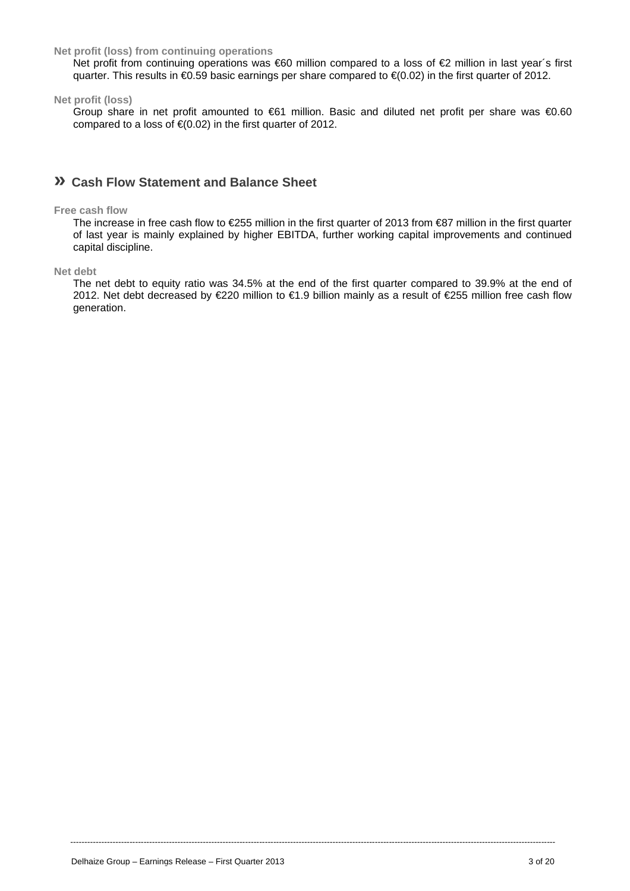**Net profit (loss) from continuing operations**

Net profit from continuing operations was €60 million compared to a loss of €2 million in last year´s first quarter. This results in €0.59 basic earnings per share compared to €(0.02) in the first quarter of 2012.

**Net profit (loss)**

Group share in net profit amounted to €61 million. Basic and diluted net profit per share was €0.60 compared to a loss of €(0.02) in the first quarter of 2012.

## » Cash Flow Statement and Balance Sheet

**Free cash flow**

The increase in free cash flow to €255 million in the first quarter of 2013 from €87 million in the first quarter of last year is mainly explained by higher EBITDA, further working capital improvements and continued capital discipline.

**Net debt**

The net debt to equity ratio was 34.5% at the end of the first quarter compared to 39.9% at the end of 2012. Net debt decreased by €220 million to €1.9 billion mainly as a result of €255 million free cash flow generation.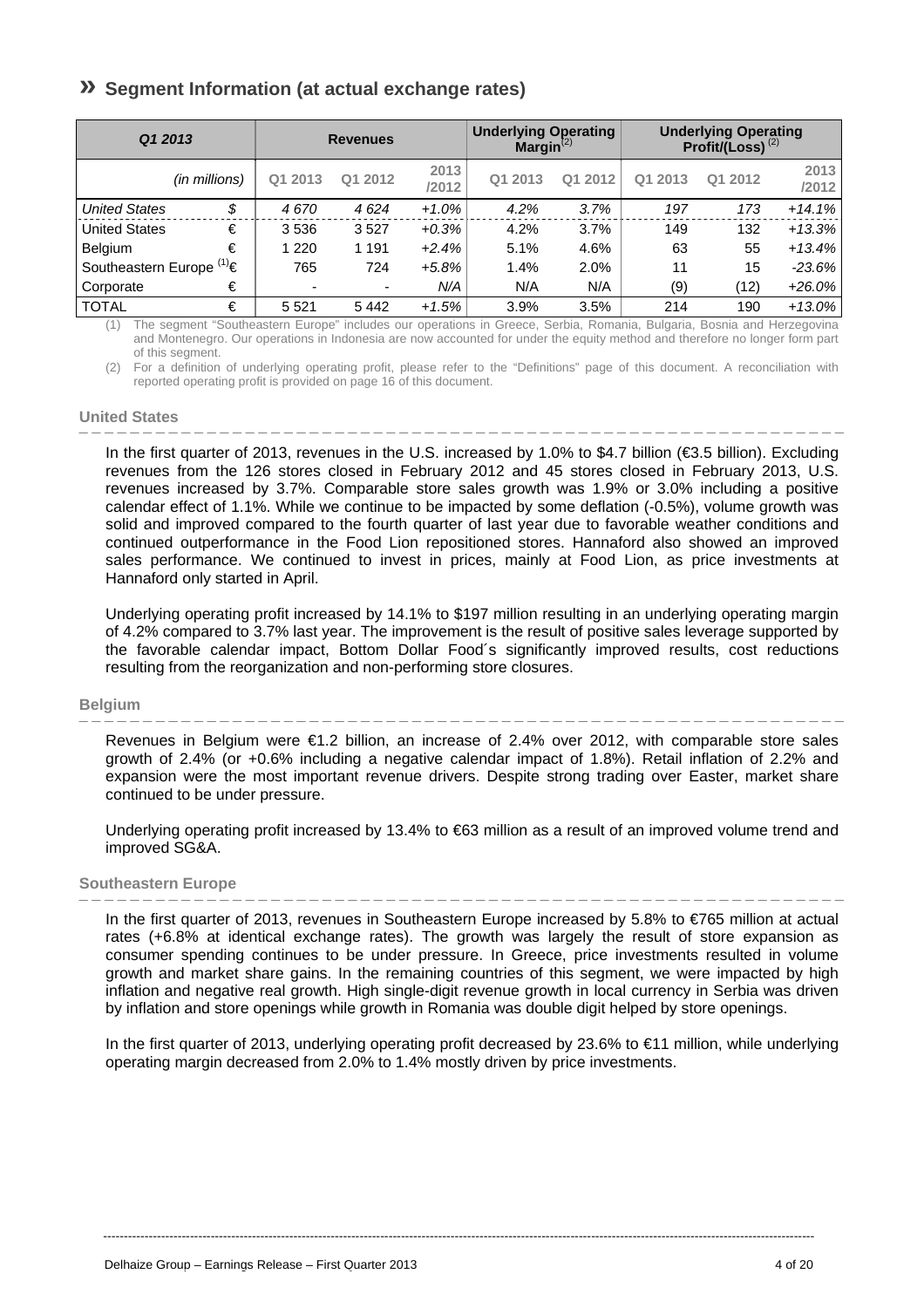## » Segment Information (at actual exchange rates)

| *Q1 2013* | | Revenues | | | Underlying Operating Margin[2] | | Underlying Operating Profit/(Loss)[2] | | |
|---|---|---|---|---|---|---|---|---|---|
| *(in millions)* | | Q1 2013 | Q1 2012 | 2013 /2012 | Q1 2013 | Q1 2012 | Q1 2013 | Q1 2012 | 2013 /2012 |
| *United States* | *$* | *4 670* | *4 624* | *+1.0%* | *4.2%* | *3.7%* | *197* | *173* | *+14.1%* |
| United States | € | 3 536 | 3 527 | *+0.3%* | 4.2% | 3.7% | 149 | 132 | *+13.3%* |
| Belgium | € | 1 220 | 1 191 | *+2.4%* | 5.1% | 4.6% | 63 | 55 | *+13.4%* |
| Southeastern Europe [1] | € | 765 | 724 | *+5.8%* | 1.4% | 2.0% | 11 | 15 | *-23.6%* |
| Corporate | € | - | - | *N/A* | N/A | N/A | (9) | (12) | *+26.0%* |
| TOTAL | € | 5 521 | 5 442 | *+1.5%* | 3.9% | 3.5% | 214 | 190 | *+13.0%* |

(1) The segment "Southeastern Europe" includes our operations in Greece, Serbia, Romania, Bulgaria, Bosnia and Herzegovina and Montenegro. Our operations in Indonesia are now accounted for under the equity method and therefore no longer form part of this segment.

(2) For a definition of underlying operating profit, please refer to the "Definitions" page of this document. A reconciliation with reported operating profit is provided on page 16 of this document.

### United States

In the first quarter of 2013, revenues in the U.S. increased by 1.0% to $4.7 billion (€3.5 billion). Excluding revenues from the 126 stores closed in February 2012 and 45 stores closed in February 2013, U.S. revenues increased by 3.7%. Comparable store sales growth was 1.9% or 3.0% including a positive calendar effect of 1.1%. While we continue to be impacted by some deflation (-0.5%), volume growth was solid and improved compared to the fourth quarter of last year due to favorable weather conditions and continued outperformance in the Food Lion repositioned stores. Hannaford also showed an improved sales performance. We continued to invest in prices, mainly at Food Lion, as price investments at Hannaford only started in April.

Underlying operating profit increased by 14.1% to $197 million resulting in an underlying operating margin of 4.2% compared to 3.7% last year. The improvement is the result of positive sales leverage supported by the favorable calendar impact, Bottom Dollar Food´s significantly improved results, cost reductions resulting from the reorganization and non-performing store closures.

### Belgium

Revenues in Belgium were €1.2 billion, an increase of 2.4% over 2012, with comparable store sales growth of 2.4% (or +0.6% including a negative calendar impact of 1.8%). Retail inflation of 2.2% and expansion were the most important revenue drivers. Despite strong trading over Easter, market share continued to be under pressure.

Underlying operating profit increased by 13.4% to €63 million as a result of an improved volume trend and improved SG&A.

### Southeastern Europe

In the first quarter of 2013, revenues in Southeastern Europe increased by 5.8% to €765 million at actual rates (+6.8% at identical exchange rates). The growth was largely the result of store expansion as consumer spending continues to be under pressure. In Greece, price investments resulted in volume growth and market share gains. In the remaining countries of this segment, we were impacted by high inflation and negative real growth. High single-digit revenue growth in local currency in Serbia was driven by inflation and store openings while growth in Romania was double digit helped by store openings.

In the first quarter of 2013, underlying operating profit decreased by 23.6% to €11 million, while underlying operating margin decreased from 2.0% to 1.4% mostly driven by price investments.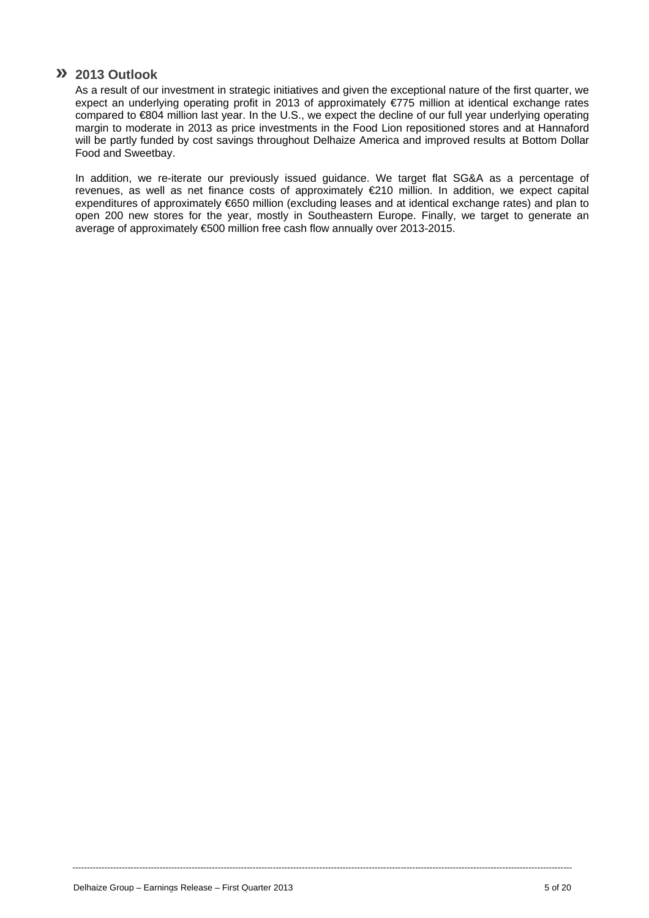## » 2013 Outlook

As a result of our investment in strategic initiatives and given the exceptional nature of the first quarter, we expect an underlying operating profit in 2013 of approximately €775 million at identical exchange rates compared to €804 million last year. In the U.S., we expect the decline of our full year underlying operating margin to moderate in 2013 as price investments in the Food Lion repositioned stores and at Hannaford will be partly funded by cost savings throughout Delhaize America and improved results at Bottom Dollar Food and Sweetbay.

In addition, we re-iterate our previously issued guidance. We target flat SG&A as a percentage of revenues, as well as net finance costs of approximately €210 million. In addition, we expect capital expenditures of approximately €650 million (excluding leases and at identical exchange rates) and plan to open 200 new stores for the year, mostly in Southeastern Europe. Finally, we target to generate an average of approximately €500 million free cash flow annually over 2013-2015.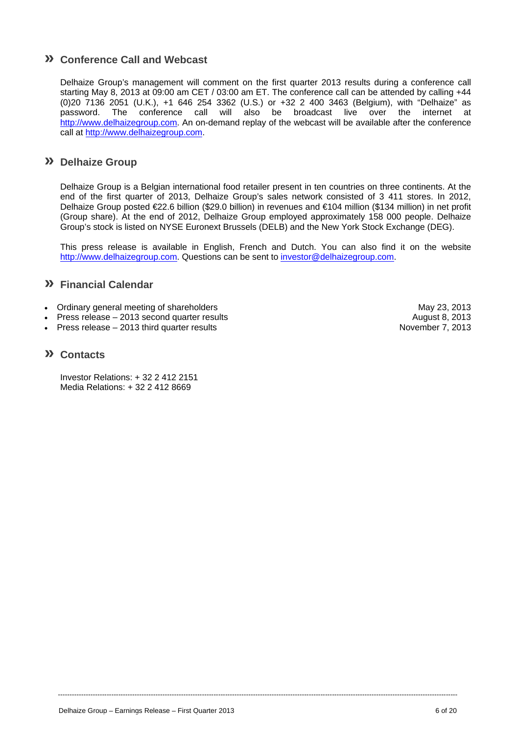## » Conference Call and Webcast

Delhaize Group's management will comment on the first quarter 2013 results during a conference call starting May 8, 2013 at 09:00 am CET / 03:00 am ET. The conference call can be attended by calling +44 (0)20 7136 2051 (U.K.), +1 646 254 3362 (U.S.) or +32 2 400 3463 (Belgium), with "Delhaize" as password. The conference call will also be broadcast live over the internet at http://www.delhaizegroup.com. An on-demand replay of the webcast will be available after the conference call at http://www.delhaizegroup.com.

## » Delhaize Group

Delhaize Group is a Belgian international food retailer present in ten countries on three continents. At the end of the first quarter of 2013, Delhaize Group's sales network consisted of 3 411 stores. In 2012, Delhaize Group posted €22.6 billion ($29.0 billion) in revenues and €104 million ($134 million) in net profit (Group share). At the end of 2012, Delhaize Group employed approximately 158 000 people. Delhaize Group's stock is listed on NYSE Euronext Brussels (DELB) and the New York Stock Exchange (DEG).

This press release is available in English, French and Dutch. You can also find it on the website http://www.delhaizegroup.com. Questions can be sent to investor@delhaizegroup.com.

## » Financial Calendar

- Ordinary general meeting of shareholders — May 23, 2013
- Press release – 2013 second quarter results — August 8, 2013
- Press release – 2013 third quarter results — November 7, 2013

## » Contacts

Investor Relations: + 32 2 412 2151
Media Relations: + 32 2 412 8669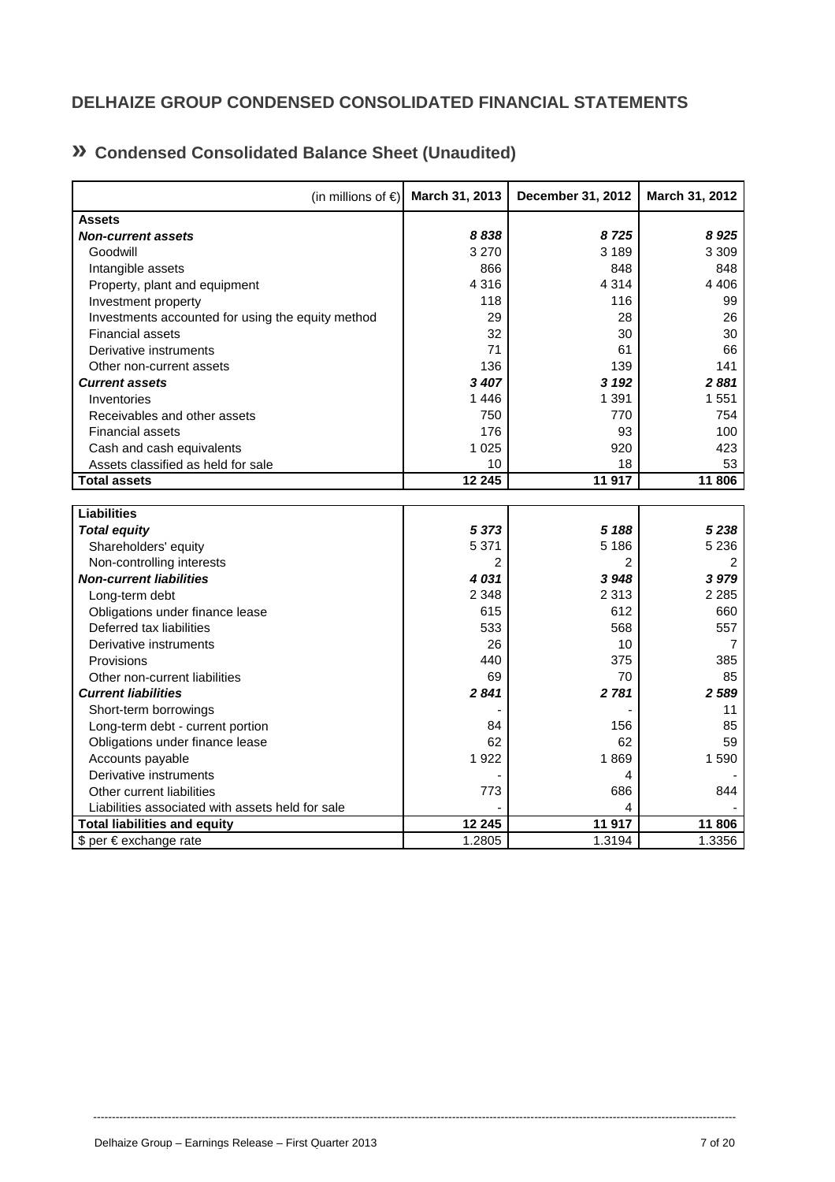## DELHAIZE GROUP CONDENSED CONSOLIDATED FINANCIAL STATEMENTS

### » Condensed Consolidated Balance Sheet (Unaudited)

| (in millions of €) | March 31, 2013 | December 31, 2012 | March 31, 2012 |
|---|---|---|---|
| **Assets** | | | |
| ***Non-current assets*** | ***8 838*** | ***8 725*** | ***8 925*** |
| Goodwill | 3 270 | 3 189 | 3 309 |
| Intangible assets | 866 | 848 | 848 |
| Property, plant and equipment | 4 316 | 4 314 | 4 406 |
| Investment property | 118 | 116 | 99 |
| Investments accounted for using the equity method | 29 | 28 | 26 |
| Financial assets | 32 | 30 | 30 |
| Derivative instruments | 71 | 61 | 66 |
| Other non-current assets | 136 | 139 | 141 |
| ***Current assets*** | ***3 407*** | ***3 192*** | ***2 881*** |
| Inventories | 1 446 | 1 391 | 1 551 |
| Receivables and other assets | 750 | 770 | 754 |
| Financial assets | 176 | 93 | 100 |
| Cash and cash equivalents | 1 025 | 920 | 423 |
| Assets classified as held for sale | 10 | 18 | 53 |
| **Total assets** | **12 245** | **11 917** | **11 806** |

| | March 31, 2013 | December 31, 2012 | March 31, 2012 |
|---|---|---|---|
| **Liabilities** | | | |
| ***Total equity*** | ***5 373*** | ***5 188*** | ***5 238*** |
| Shareholders' equity | 5 371 | 5 186 | 5 236 |
| Non-controlling interests | 2 | 2 | 2 |
| ***Non-current liabilities*** | ***4 031*** | ***3 948*** | ***3 979*** |
| Long-term debt | 2 348 | 2 313 | 2 285 |
| Obligations under finance lease | 615 | 612 | 660 |
| Deferred tax liabilities | 533 | 568 | 557 |
| Derivative instruments | 26 | 10 | 7 |
| Provisions | 440 | 375 | 385 |
| Other non-current liabilities | 69 | 70 | 85 |
| ***Current liabilities*** | ***2 841*** | ***2 781*** | ***2 589*** |
| Short-term borrowings | - | - | 11 |
| Long-term debt - current portion | 84 | 156 | 85 |
| Obligations under finance lease | 62 | 62 | 59 |
| Accounts payable | 1 922 | 1 869 | 1 590 |
| Derivative instruments | - | 4 | - |
| Other current liabilities | 773 | 686 | 844 |
| Liabilities associated with assets held for sale | - | 4 | - |
| **Total liabilities and equity** | **12 245** | **11 917** | **11 806** |
| $ per € exchange rate | 1.2805 | 1.3194 | 1.3356 |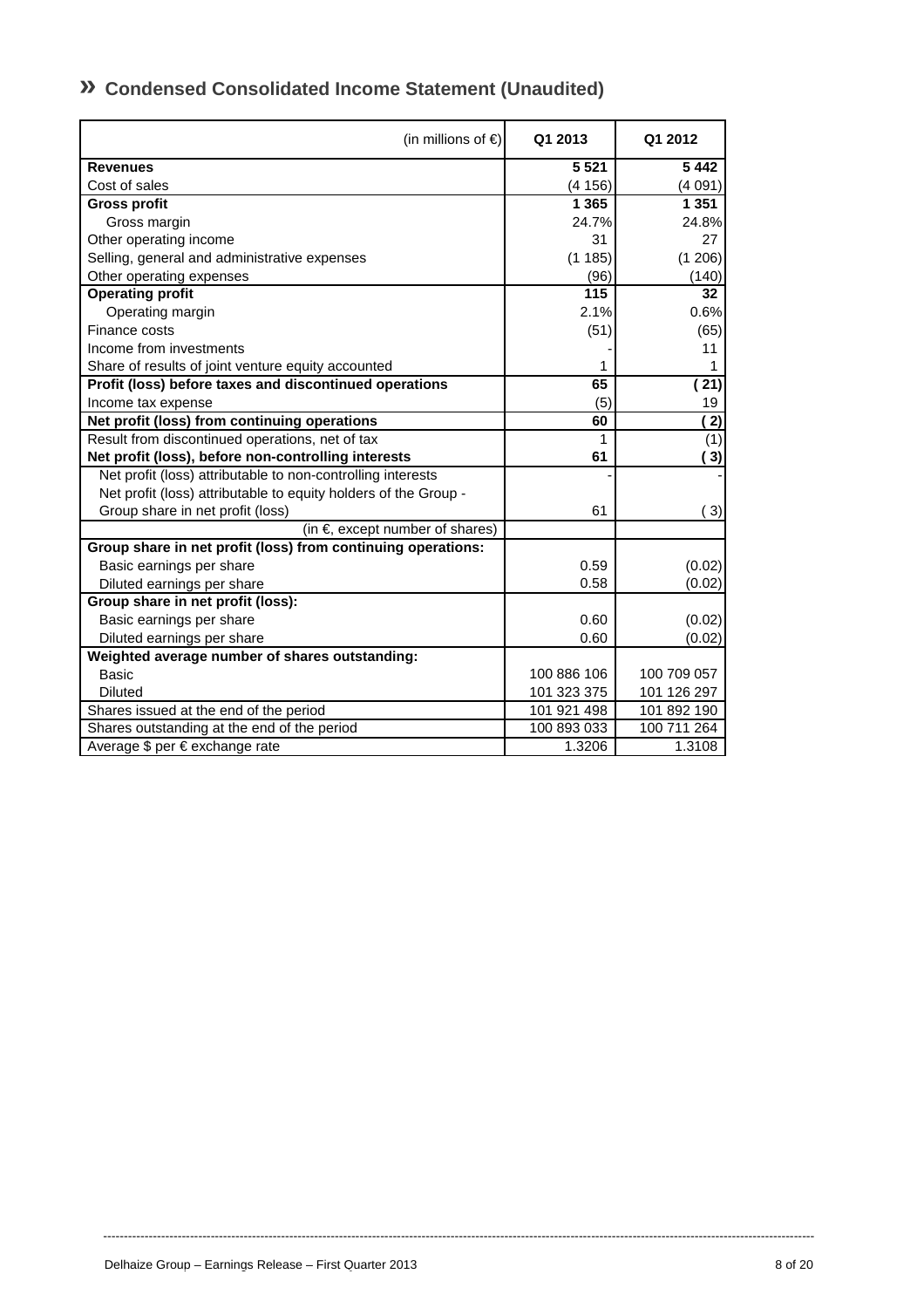## » Condensed Consolidated Income Statement (Unaudited)

| (in millions of €) | Q1 2013 | Q1 2012 |
|---|---|---|
| **Revenues** | **5 521** | **5 442** |
| Cost of sales | (4 156) | (4 091) |
| **Gross profit** | **1 365** | **1 351** |
| Gross margin | 24.7% | 24.8% |
| Other operating income | 31 | 27 |
| Selling, general and administrative expenses | (1 185) | (1 206) |
| Other operating expenses | (96) | (140) |
| **Operating profit** | **115** | **32** |
| Operating margin | 2.1% | 0.6% |
| Finance costs | (51) | (65) |
| Income from investments | - | 11 |
| Share of results of joint venture equity accounted | 1 | 1 |
| **Profit (loss) before taxes and discontinued operations** | **65** | **( 21)** |
| Income tax expense | (5) | 19 |
| **Net profit (loss) from continuing operations** | **60** | **( 2)** |
| Result from discontinued operations, net of tax | 1 | (1) |
| **Net profit (loss), before non-controlling interests** | **61** | **( 3)** |
| Net profit (loss) attributable to non-controlling interests | - | - |
| Net profit (loss) attributable to equity holders of the Group - Group share in net profit (loss) | 61 | ( 3) |
| (in €, except number of shares) | | |
| **Group share in net profit (loss) from continuing operations:** | | |
| Basic earnings per share | 0.59 | (0.02) |
| Diluted earnings per share | 0.58 | (0.02) |
| **Group share in net profit (loss):** | | |
| Basic earnings per share | 0.60 | (0.02) |
| Diluted earnings per share | 0.60 | (0.02) |
| **Weighted average number of shares outstanding:** | | |
| Basic | 100 886 106 | 100 709 057 |
| Diluted | 101 323 375 | 101 126 297 |
| Shares issued at the end of the period | 101 921 498 | 101 892 190 |
| Shares outstanding at the end of the period | 100 893 033 | 100 711 264 |
| Average $ per € exchange rate | 1.3206 | 1.3108 |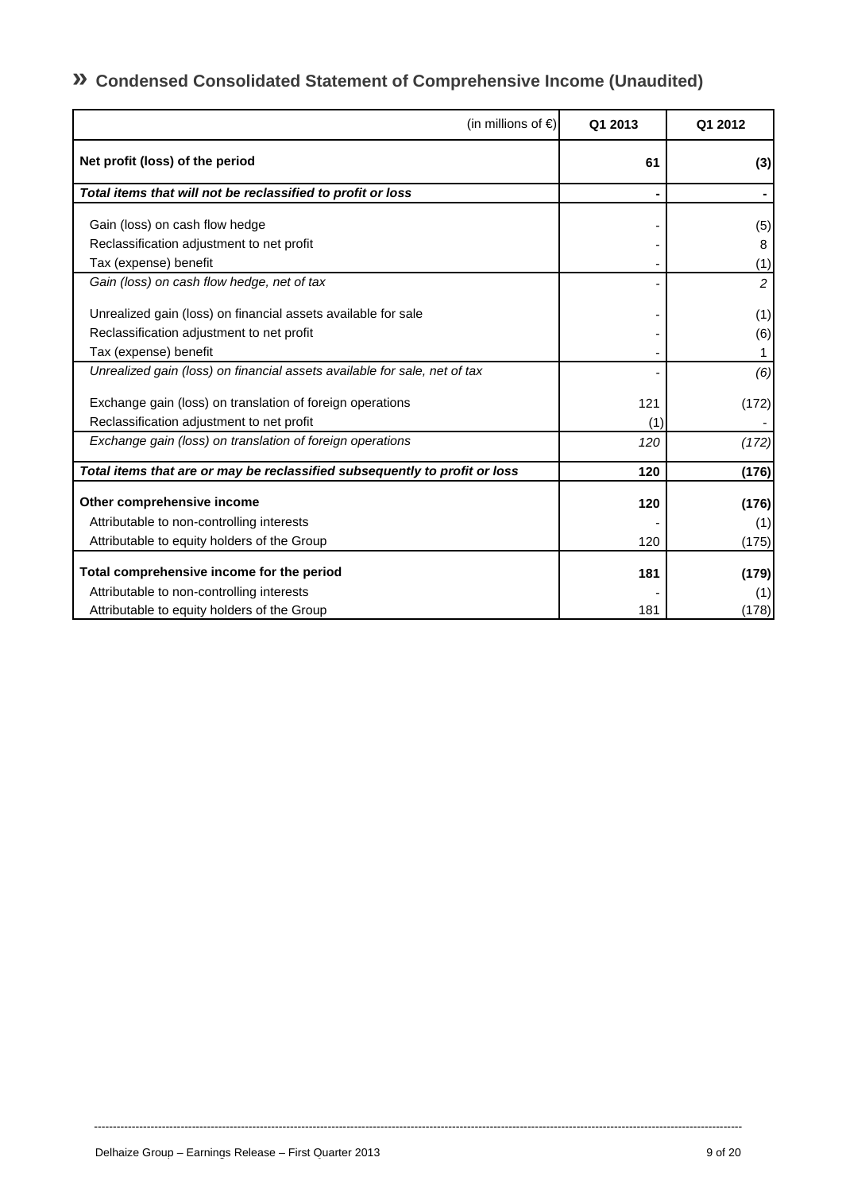## » Condensed Consolidated Statement of Comprehensive Income (Unaudited)

| (in millions of €) | Q1 2013 | Q1 2012 |
|---|---|---|
| **Net profit (loss) of the period** | **61** | **(3)** |
| ***Total items that will not be reclassified to profit or loss*** | **-** | **-** |
| Gain (loss) on cash flow hedge | - | (5) |
| Reclassification adjustment to net profit | - | 8 |
| Tax (expense) benefit | - | (1) |
| *Gain (loss) on cash flow hedge, net of tax* | - | *2* |
| Unrealized gain (loss) on financial assets available for sale | - | (1) |
| Reclassification adjustment to net profit | - | (6) |
| Tax (expense) benefit | - | 1 |
| *Unrealized gain (loss) on financial assets available for sale, net of tax* | - | *(6)* |
| Exchange gain (loss) on translation of foreign operations | 121 | (172) |
| Reclassification adjustment to net profit | (1) | - |
| *Exchange gain (loss) on translation of foreign operations* | *120* | *(172)* |
| ***Total items that are or may be reclassified subsequently to profit or loss*** | **120** | **(176)** |
| **Other comprehensive income** | **120** | **(176)** |
| Attributable to non-controlling interests | - | (1) |
| Attributable to equity holders of the Group | 120 | (175) |
| **Total comprehensive income for the period** | **181** | **(179)** |
| Attributable to non-controlling interests | - | (1) |
| Attributable to equity holders of the Group | 181 | (178) |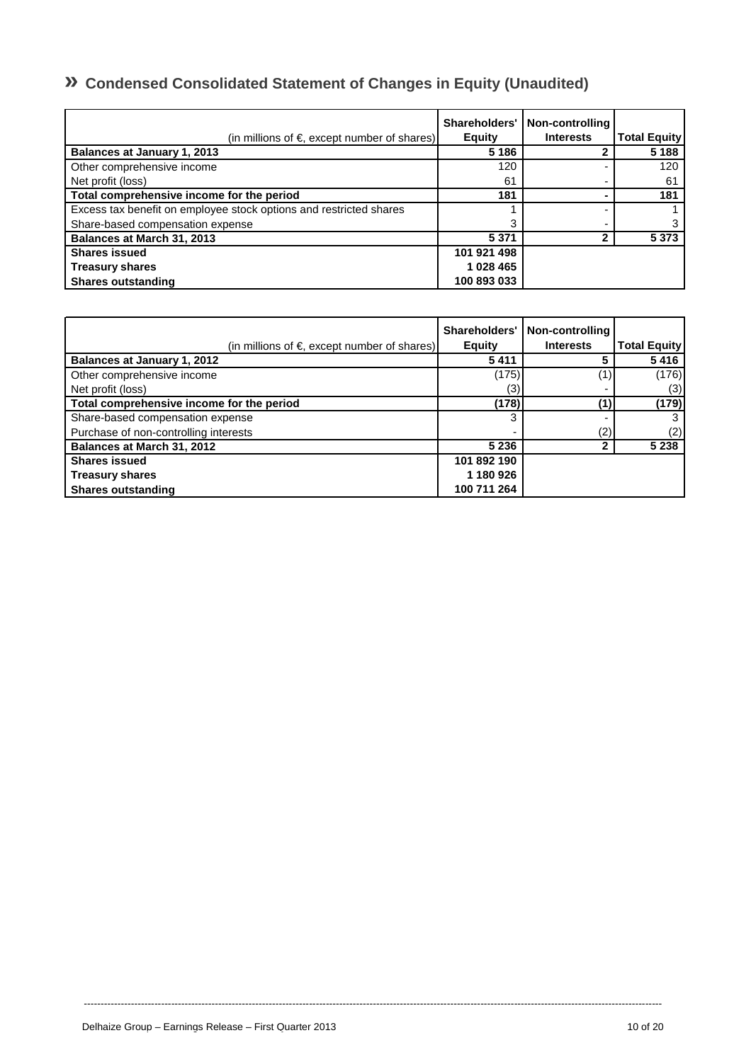## » Condensed Consolidated Statement of Changes in Equity (Unaudited)

| (in millions of €, except number of shares) | Shareholders' Equity | Non-controlling Interests | Total Equity |
|---|---|---|---|
| **Balances at January 1, 2013** | **5 186** | **2** | **5 188** |
| Other comprehensive income | 120 | - | 120 |
| Net profit (loss) | 61 | - | 61 |
| **Total comprehensive income for the period** | **181** | **-** | **181** |
| Excess tax benefit on employee stock options and restricted shares | 1 | - | 1 |
| Share-based compensation expense | 3 | - | 3 |
| **Balances at March 31, 2013** | **5 371** | **2** | **5 373** |
| **Shares issued** | **101 921 498** | | |
| **Treasury shares** | **1 028 465** | | |
| **Shares outstanding** | **100 893 033** | | |

| (in millions of €, except number of shares) | Shareholders' Equity | Non-controlling Interests | Total Equity |
|---|---|---|---|
| **Balances at January 1, 2012** | **5 411** | **5** | **5 416** |
| Other comprehensive income | (175) | (1) | (176) |
| Net profit (loss) | (3) | - | (3) |
| **Total comprehensive income for the period** | **(178)** | **(1)** | **(179)** |
| Share-based compensation expense | 3 | - | 3 |
| Purchase of non-controlling interests | - | (2) | (2) |
| **Balances at March 31, 2012** | **5 236** | **2** | **5 238** |
| **Shares issued** | **101 892 190** | | |
| **Treasury shares** | **1 180 926** | | |
| **Shares outstanding** | **100 711 264** | | |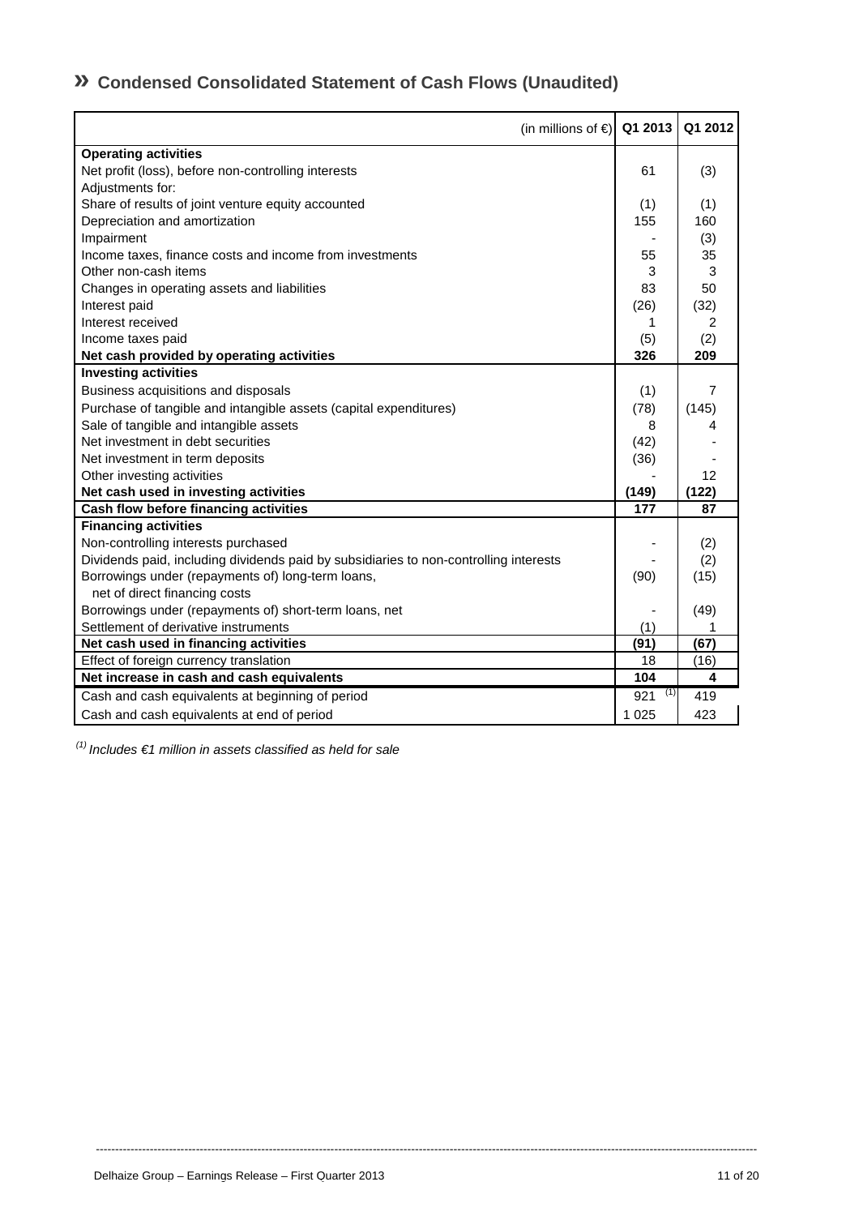## » Condensed Consolidated Statement of Cash Flows (Unaudited)

| (in millions of €) | Q1 2013 | Q1 2012 |
|---|---|---|
| **Operating activities** | | |
| Net profit (loss), before non-controlling interests | 61 | (3) |
| Adjustments for: | | |
| Share of results of joint venture equity accounted | (1) | (1) |
| Depreciation and amortization | 155 | 160 |
| Impairment | - | (3) |
| Income taxes, finance costs and income from investments | 55 | 35 |
| Other non-cash items | 3 | 3 |
| Changes in operating assets and liabilities | 83 | 50 |
| Interest paid | (26) | (32) |
| Interest received | 1 | 2 |
| Income taxes paid | (5) | (2) |
| **Net cash provided by operating activities** | **326** | **209** |
| **Investing activities** | | |
| Business acquisitions and disposals | (1) | 7 |
| Purchase of tangible and intangible assets (capital expenditures) | (78) | (145) |
| Sale of tangible and intangible assets | 8 | 4 |
| Net investment in debt securities | (42) | - |
| Net investment in term deposits | (36) | - |
| Other investing activities | - | 12 |
| **Net cash used in investing activities** | **(149)** | **(122)** |
| **Cash flow before financing activities** | **177** | **87** |
| **Financing activities** | | |
| Non-controlling interests purchased | - | (2) |
| Dividends paid, including dividends paid by subsidiaries to non-controlling interests | - | (2) |
| Borrowings under (repayments of) long-term loans, net of direct financing costs | (90) | (15) |
| Borrowings under (repayments of) short-term loans, net | - | (49) |
| Settlement of derivative instruments | (1) | 1 |
| **Net cash used in financing activities** | **(91)** | **(67)** |
| Effect of foreign currency translation | 18 | (16) |
| **Net increase in cash and cash equivalents** | **104** | **4** |
| Cash and cash equivalents at beginning of period | 921 [1] | 419 |
| Cash and cash equivalents at end of period | 1 025 | 423 |

*[1] Includes €1 million in assets classified as held for sale*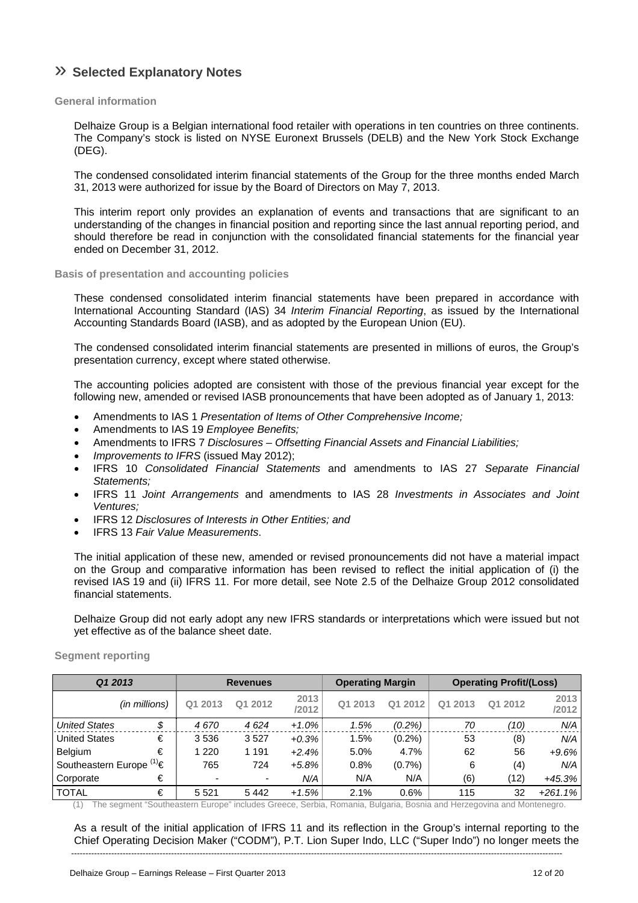## » Selected Explanatory Notes

### General information

Delhaize Group is a Belgian international food retailer with operations in ten countries on three continents. The Company's stock is listed on NYSE Euronext Brussels (DELB) and the New York Stock Exchange (DEG).

The condensed consolidated interim financial statements of the Group for the three months ended March 31, 2013 were authorized for issue by the Board of Directors on May 7, 2013.

This interim report only provides an explanation of events and transactions that are significant to an understanding of the changes in financial position and reporting since the last annual reporting period, and should therefore be read in conjunction with the consolidated financial statements for the financial year ended on December 31, 2012.

### Basis of presentation and accounting policies

These condensed consolidated interim financial statements have been prepared in accordance with International Accounting Standard (IAS) 34 *Interim Financial Reporting*, as issued by the International Accounting Standards Board (IASB), and as adopted by the European Union (EU).

The condensed consolidated interim financial statements are presented in millions of euros, the Group's presentation currency, except where stated otherwise.

The accounting policies adopted are consistent with those of the previous financial year except for the following new, amended or revised IASB pronouncements that have been adopted as of January 1, 2013:

- Amendments to IAS 1 *Presentation of Items of Other Comprehensive Income;*
- Amendments to IAS 19 *Employee Benefits;*
- Amendments to IFRS 7 *Disclosures – Offsetting Financial Assets and Financial Liabilities;*
- *Improvements to IFRS* (issued May 2012);
- IFRS 10 *Consolidated Financial Statements* and amendments to IAS 27 *Separate Financial Statements;*
- IFRS 11 *Joint Arrangements* and amendments to IAS 28 *Investments in Associates and Joint Ventures;*
- IFRS 12 *Disclosures of Interests in Other Entities; and*
- IFRS 13 *Fair Value Measurements*.

The initial application of these new, amended or revised pronouncements did not have a material impact on the Group and comparative information has been revised to reflect the initial application of (i) the revised IAS 19 and (ii) IFRS 11. For more detail, see Note 2.5 of the Delhaize Group 2012 consolidated financial statements.

Delhaize Group did not early adopt any new IFRS standards or interpretations which were issued but not yet effective as of the balance sheet date.

### Segment reporting

| *Q1 2013* | | Revenues | | | Operating Margin | | Operating Profit/(Loss) | | |
|---|---|---|---|---|---|---|---|---|---|
| *(in millions)* | | Q1 2013 | Q1 2012 | 2013 /2012 | Q1 2013 | Q1 2012 | Q1 2013 | Q1 2012 | 2013 /2012 |
| *United States* | *$* | *4 670* | *4 624* | *+1.0%* | *1.5%* | *(0.2%)* | *70* | *(10)* | *N/A* |
| United States | € | 3 536 | 3 527 | *+0.3%* | 1.5% | (0.2%) | 53 | (8) | *N/A* |
| Belgium | € | 1 220 | 1 191 | *+2.4%* | 5.0% | 4.7% | 62 | 56 | *+9.6%* |
| Southeastern Europe [(1)] | € | 765 | 724 | *+5.8%* | 0.8% | (0.7%) | 6 | (4) | *N/A* |
| Corporate | € | - | - | *N/A* | N/A | N/A | (6) | (12) | *+45.3%* |
| TOTAL | € | 5 521 | 5 442 | *+1.5%* | 2.1% | 0.6% | 115 | 32 | *+261.1%* |

(1) The segment "Southeastern Europe" includes Greece, Serbia, Romania, Bulgaria, Bosnia and Herzegovina and Montenegro.

As a result of the initial application of IFRS 11 and its reflection in the Group's internal reporting to the Chief Operating Decision Maker ("CODM"), P.T. Lion Super Indo, LLC ("Super Indo") no longer meets the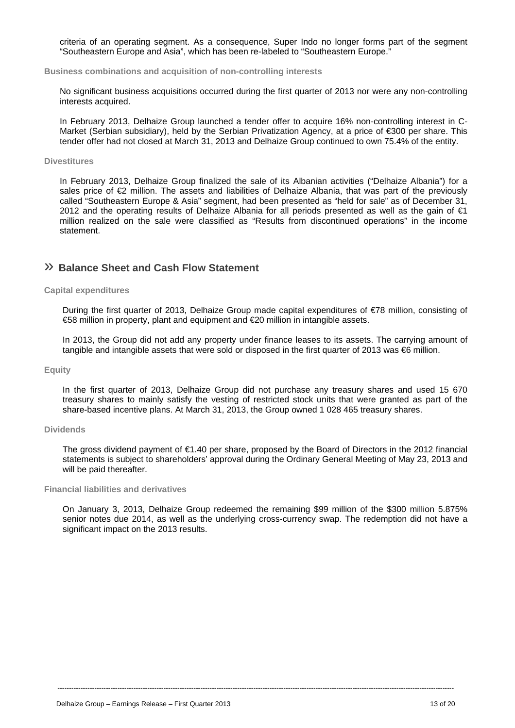criteria of an operating segment. As a consequence, Super Indo no longer forms part of the segment "Southeastern Europe and Asia", which has been re-labeled to "Southeastern Europe."

**Business combinations and acquisition of non-controlling interests**

No significant business acquisitions occurred during the first quarter of 2013 nor were any non-controlling interests acquired.

In February 2013, Delhaize Group launched a tender offer to acquire 16% non-controlling interest in C-Market (Serbian subsidiary), held by the Serbian Privatization Agency, at a price of €300 per share. This tender offer had not closed at March 31, 2013 and Delhaize Group continued to own 75.4% of the entity.

**Divestitures**

In February 2013, Delhaize Group finalized the sale of its Albanian activities ("Delhaize Albania") for a sales price of €2 million. The assets and liabilities of Delhaize Albania, that was part of the previously called "Southeastern Europe & Asia" segment, had been presented as "held for sale" as of December 31, 2012 and the operating results of Delhaize Albania for all periods presented as well as the gain of €1 million realized on the sale were classified as "Results from discontinued operations" in the income statement.

## » Balance Sheet and Cash Flow Statement

**Capital expenditures**

During the first quarter of 2013, Delhaize Group made capital expenditures of €78 million, consisting of €58 million in property, plant and equipment and €20 million in intangible assets.

In 2013, the Group did not add any property under finance leases to its assets. The carrying amount of tangible and intangible assets that were sold or disposed in the first quarter of 2013 was €6 million.

**Equity**

In the first quarter of 2013, Delhaize Group did not purchase any treasury shares and used 15 670 treasury shares to mainly satisfy the vesting of restricted stock units that were granted as part of the share-based incentive plans. At March 31, 2013, the Group owned 1 028 465 treasury shares.

**Dividends**

The gross dividend payment of €1.40 per share, proposed by the Board of Directors in the 2012 financial statements is subject to shareholders' approval during the Ordinary General Meeting of May 23, 2013 and will be paid thereafter.

**Financial liabilities and derivatives**

On January 3, 2013, Delhaize Group redeemed the remaining $99 million of the $300 million 5.875% senior notes due 2014, as well as the underlying cross-currency swap. The redemption did not have a significant impact on the 2013 results.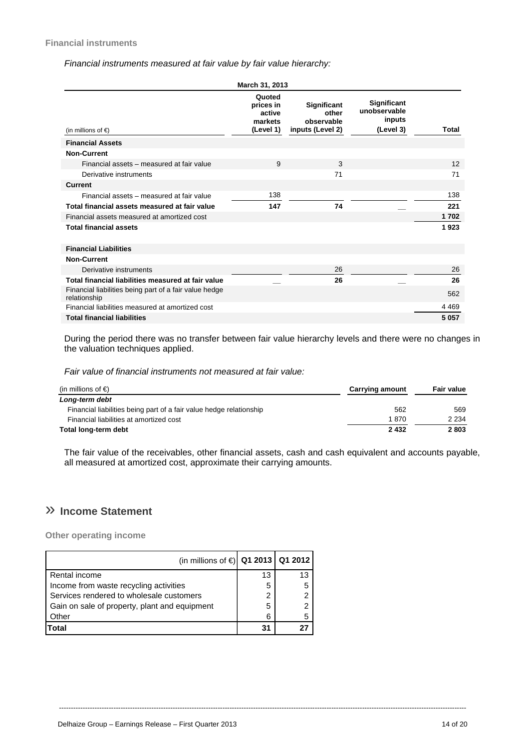### Financial instruments

*Financial instruments measured at fair value by fair value hierarchy:*

| (in millions of €) | March 31, 2013 Quoted prices in active markets (Level 1) | Significant other observable inputs (Level 2) | Significant unobservable inputs (Level 3) | Total |
|---|---|---|---|---|
| **Financial Assets** | | | | |
| **Non-Current** | | | | |
| Financial assets – measured at fair value | 9 | 3 | | 12 |
| Derivative instruments | | 71 | | 71 |
| **Current** | | | | |
| Financial assets – measured at fair value | 138 | | | 138 |
| **Total financial assets measured at fair value** | **147** | **74** | __ | **221** |
| Financial assets measured at amortized cost | | | | **1 702** |
| **Total financial assets** | | | | **1 923** |
| **Financial Liabilities** | | | | |
| **Non-Current** | | | | |
| Derivative instruments | | 26 | | 26 |
| **Total financial liabilities measured at fair value** | __ | **26** | __ | **26** |
| Financial liabilities being part of a fair value hedge relationship | | | | 562 |
| Financial liabilities measured at amortized cost | | | | 4 469 |
| **Total financial liabilities** | | | | **5 057** |

During the period there was no transfer between fair value hierarchy levels and there were no changes in the valuation techniques applied.

*Fair value of financial instruments not measured at fair value:*

| (in millions of €) | Carrying amount | Fair value |
|---|---|---|
| ***Long-term debt*** | | |
| Financial liabilities being part of a fair value hedge relationship | 562 | 569 |
| Financial liabilities at amortized cost | 1 870 | 2 234 |
| **Total long-term debt** | **2 432** | **2 803** |

The fair value of the receivables, other financial assets, cash and cash equivalent and accounts payable, all measured at amortized cost, approximate their carrying amounts.

## » Income Statement

### Other operating income

| (in millions of €) | Q1 2013 | Q1 2012 |
|---|---|---|
| Rental income | 13 | 13 |
| Income from waste recycling activities | 5 | 5 |
| Services rendered to wholesale customers | 2 | 2 |
| Gain on sale of property, plant and equipment | 5 | 2 |
| Other | 6 | 5 |
| **Total** | **31** | **27** |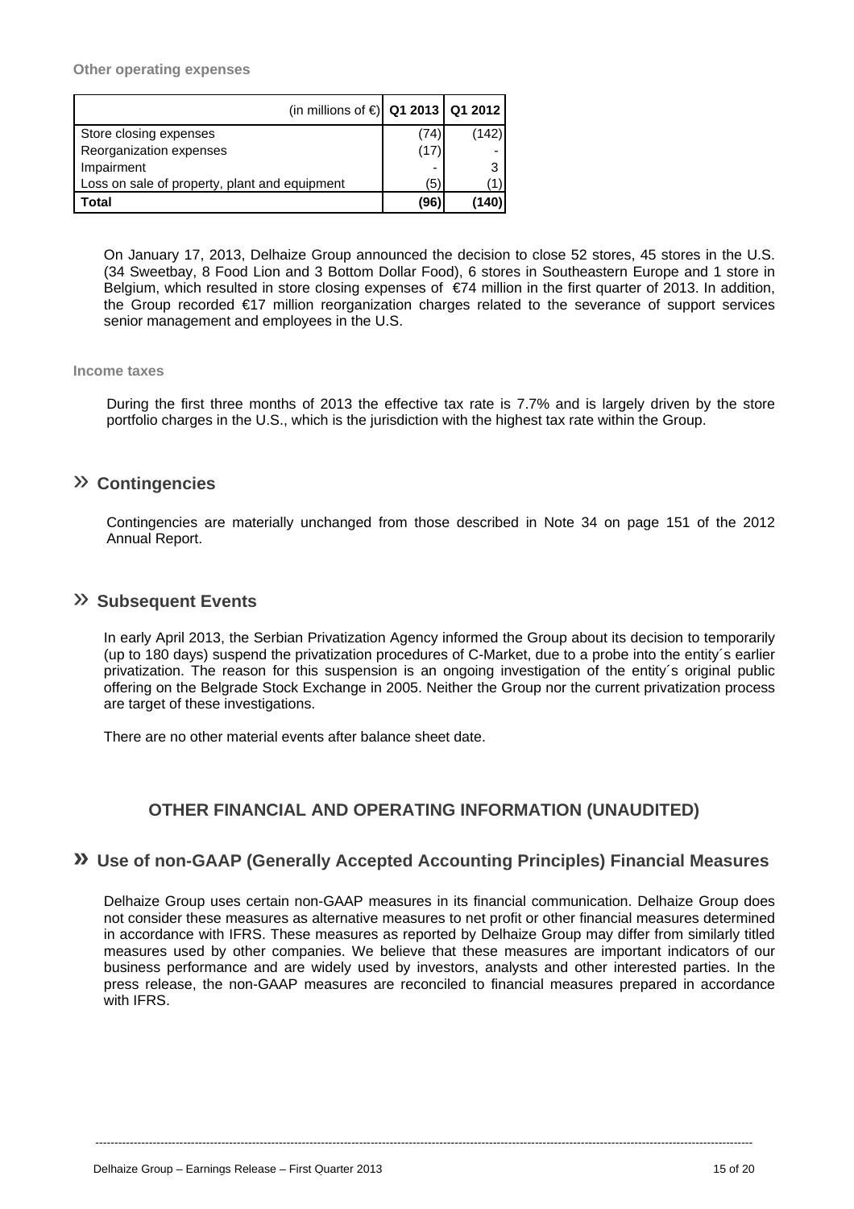**Other operating expenses**

| (in millions of €) | Q1 2013 | Q1 2012 |
|---|---|---|
| Store closing expenses | (74) | (142) |
| Reorganization expenses | (17) | - |
| Impairment | - | 3 |
| Loss on sale of property, plant and equipment | (5) | (1) |
| **Total** | **(96)** | **(140)** |

On January 17, 2013, Delhaize Group announced the decision to close 52 stores, 45 stores in the U.S. (34 Sweetbay, 8 Food Lion and 3 Bottom Dollar Food), 6 stores in Southeastern Europe and 1 store in Belgium, which resulted in store closing expenses of €74 million in the first quarter of 2013. In addition, the Group recorded €17 million reorganization charges related to the severance of support services senior management and employees in the U.S.

**Income taxes**

During the first three months of 2013 the effective tax rate is 7.7% and is largely driven by the store portfolio charges in the U.S., which is the jurisdiction with the highest tax rate within the Group.

## » Contingencies

Contingencies are materially unchanged from those described in Note 34 on page 151 of the 2012 Annual Report.

## » Subsequent Events

In early April 2013, the Serbian Privatization Agency informed the Group about its decision to temporarily (up to 180 days) suspend the privatization procedures of C-Market, due to a probe into the entity´s earlier privatization. The reason for this suspension is an ongoing investigation of the entity´s original public offering on the Belgrade Stock Exchange in 2005. Neither the Group nor the current privatization process are target of these investigations.

There are no other material events after balance sheet date.

# OTHER FINANCIAL AND OPERATING INFORMATION (UNAUDITED)

## » Use of non-GAAP (Generally Accepted Accounting Principles) Financial Measures

Delhaize Group uses certain non-GAAP measures in its financial communication. Delhaize Group does not consider these measures as alternative measures to net profit or other financial measures determined in accordance with IFRS. These measures as reported by Delhaize Group may differ from similarly titled measures used by other companies. We believe that these measures are important indicators of our business performance and are widely used by investors, analysts and other interested parties. In the press release, the non-GAAP measures are reconciled to financial measures prepared in accordance with IFRS.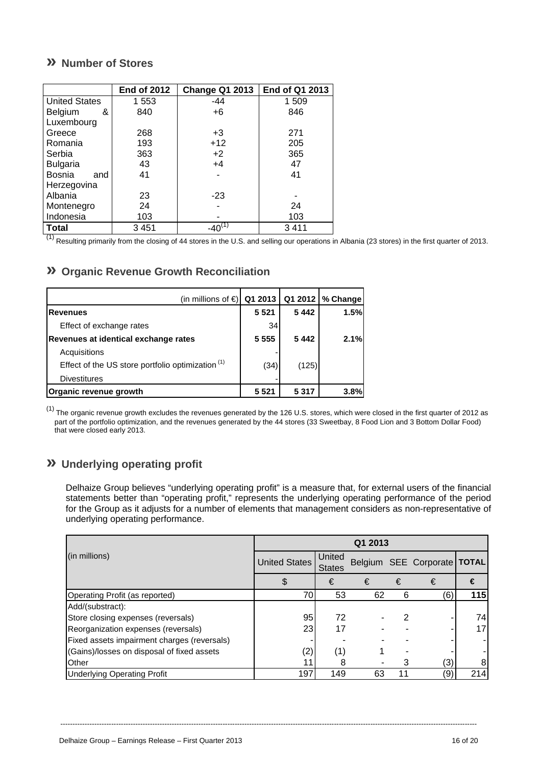## » Number of Stores

| | End of 2012 | Change Q1 2013 | End of Q1 2013 |
|---|---|---|---|
| United States | 1 553 | -44 | 1 509 |
| Belgium & Luxembourg | 840 | +6 | 846 |
| Greece | 268 | +3 | 271 |
| Romania | 193 | +12 | 205 |
| Serbia | 363 | +2 | 365 |
| Bulgaria | 43 | +4 | 47 |
| Bosnia and Herzegovina | 41 | - | 41 |
| Albania | 23 | -23 | - |
| Montenegro | 24 | - | 24 |
| Indonesia | 103 | - | 103 |
| **Total** | 3 451 | -40[1] | 3 411 |

[1] Resulting primarily from the closing of 44 stores in the U.S. and selling our operations in Albania (23 stores) in the first quarter of 2013.

## » Organic Revenue Growth Reconciliation

| (in millions of €) | Q1 2013 | Q1 2012 | % Change |
|---|---|---|---|
| **Revenues** | **5 521** | **5 442** | **1.5%** |
| Effect of exchange rates | 34 | | |
| **Revenues at identical exchange rates** | **5 555** | **5 442** | **2.1%** |
| Acquisitions | - | | |
| Effect of the US store portfolio optimization [1] | (34) | (125) | |
| Divestitures | - | | |
| **Organic revenue growth** | **5 521** | **5 317** | **3.8%** |

[1] The organic revenue growth excludes the revenues generated by the 126 U.S. stores, which were closed in the first quarter of 2012 as part of the portfolio optimization, and the revenues generated by the 44 stores (33 Sweetbay, 8 Food Lion and 3 Bottom Dollar Food) that were closed early 2013.

## » Underlying operating profit

Delhaize Group believes "underlying operating profit" is a measure that, for external users of the financial statements better than "operating profit," represents the underlying operating performance of the period for the Group as it adjusts for a number of elements that management considers as non-representative of underlying operating performance.

| (in millions) | Q1 2013 | | | | | |
|---|---|---|---|---|---|---|
| | United States | United States | Belgium | SEE | Corporate | **TOTAL** |
| | $ | € | € | € | € | **€** |
| Operating Profit (as reported) | 70 | 53 | 62 | 6 | (6) | **115** |
| Add/(substract): | | | | | | |
| Store closing expenses (reversals) | 95 | 72 | - | 2 | - | 74 |
| Reorganization expenses (reversals) | 23 | 17 | - | - | - | 17 |
| Fixed assets impairment charges (reversals) | - | - | - | - | - | - |
| (Gains)/losses on disposal of fixed assets | (2) | (1) | 1 | - | - | - |
| Other | 11 | 8 | - | 3 | (3) | 8 |
| Underlying Operating Profit | 197 | 149 | 63 | 11 | (9) | 214 |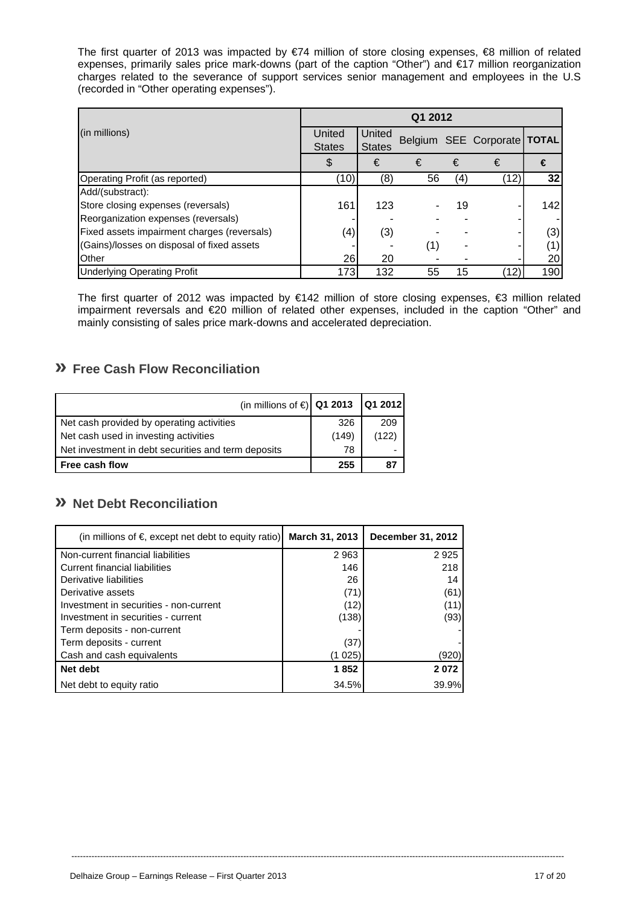The first quarter of 2013 was impacted by €74 million of store closing expenses, €8 million of related expenses, primarily sales price mark-downs (part of the caption "Other") and €17 million reorganization charges related to the severance of support services senior management and employees in the U.S (recorded in "Other operating expenses").

| (in millions) | Q1 2012 | | | | | |
|---|---|---|---|---|---|---|
| | United States | United States | Belgium | SEE | Corporate | TOTAL |
| | $ | € | € | € | € | € |
| Operating Profit (as reported) | (10) | (8) | 56 | (4) | (12) | 32 |
| Add/(substract): | | | | | | |
| Store closing expenses (reversals) | 161 | 123 | - | 19 | - | 142 |
| Reorganization expenses (reversals) | - | - | - | - | - | - |
| Fixed assets impairment charges (reversals) | (4) | (3) | - | - | - | (3) |
| (Gains)/losses on disposal of fixed assets | - | - | (1) | - | - | (1) |
| Other | 26 | 20 | - | - | - | 20 |
| Underlying Operating Profit | 173 | 132 | 55 | 15 | (12) | 190 |

The first quarter of 2012 was impacted by €142 million of store closing expenses, €3 million related impairment reversals and €20 million of related other expenses, included in the caption "Other" and mainly consisting of sales price mark-downs and accelerated depreciation.

## » Free Cash Flow Reconciliation

| (in millions of €) | Q1 2013 | Q1 2012 |
|---|---|---|
| Net cash provided by operating activities | 326 | 209 |
| Net cash used in investing activities | (149) | (122) |
| Net investment in debt securities and term deposits | 78 | - |
| **Free cash flow** | **255** | **87** |

## » Net Debt Reconciliation

| (in millions of €, except net debt to equity ratio) | March 31, 2013 | December 31, 2012 |
|---|---|---|
| Non-current financial liabilities | 2 963 | 2 925 |
| Current financial liabilities | 146 | 218 |
| Derivative liabilities | 26 | 14 |
| Derivative assets | (71) | (61) |
| Investment in securities - non-current | (12) | (11) |
| Investment in securities - current | (138) | (93) |
| Term deposits - non-current | - | - |
| Term deposits - current | (37) | - |
| Cash and cash equivalents | (1 025) | (920) |
| **Net debt** | **1 852** | **2 072** |
| Net debt to equity ratio | 34.5% | 39.9% |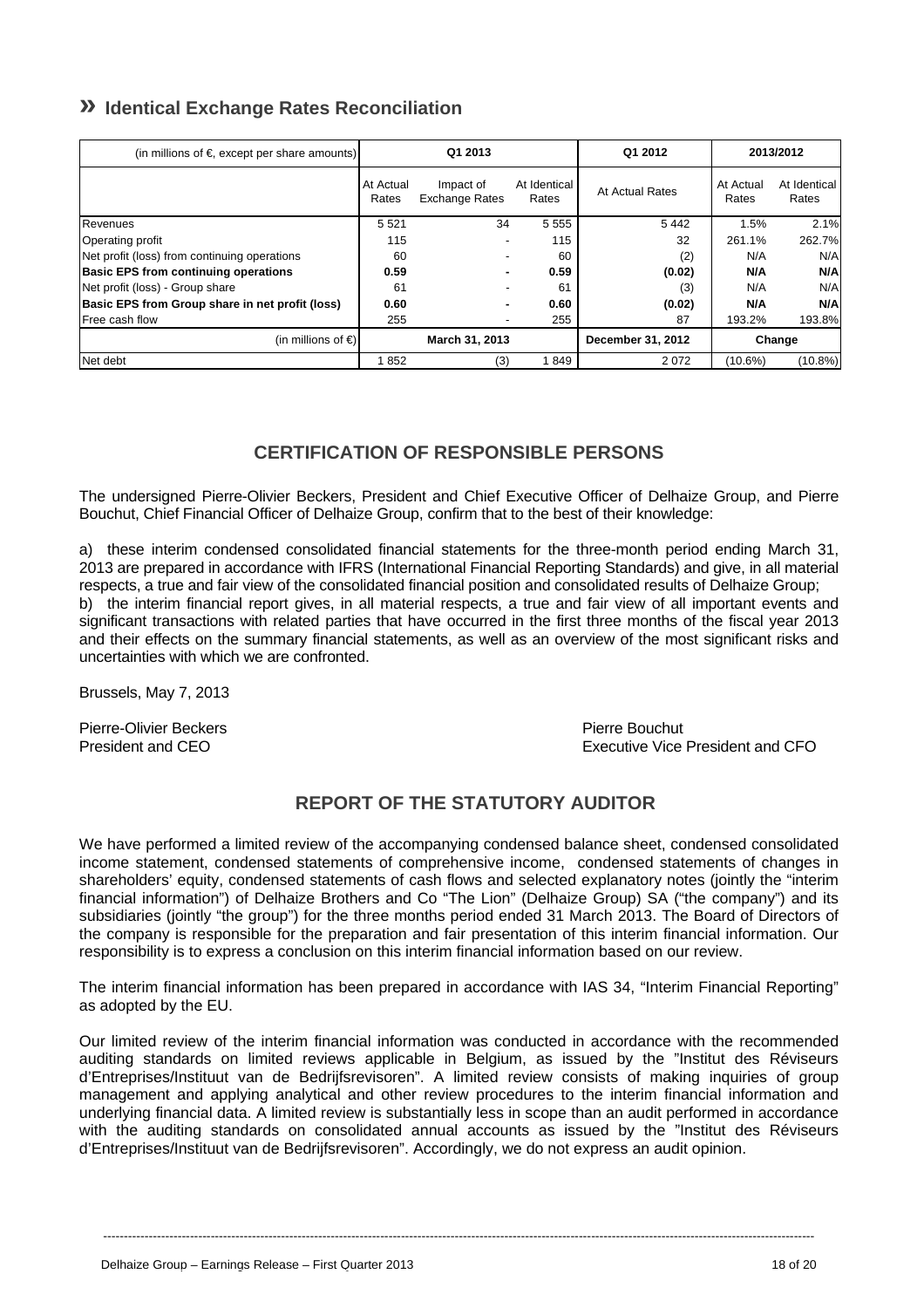## » Identical Exchange Rates Reconciliation

| (in millions of €, except per share amounts) | Q1 2013 | | | Q1 2012 | 2013/2012 | |
|---|---|---|---|---|---|---|
| | At Actual Rates | Impact of Exchange Rates | At Identical Rates | At Actual Rates | At Actual Rates | At Identical Rates |
| Revenues | 5 521 | 34 | 5 555 | 5 442 | 1.5% | 2.1% |
| Operating profit | 115 | - | 115 | 32 | 261.1% | 262.7% |
| Net profit (loss) from continuing operations | 60 | - | 60 | (2) | N/A | N/A |
| **Basic EPS from continuing operations** | **0.59** | **-** | **0.59** | **(0.02)** | **N/A** | **N/A** |
| Net profit (loss) - Group share | 61 | - | 61 | (3) | N/A | N/A |
| **Basic EPS from Group share in net profit (loss)** | **0.60** | **-** | **0.60** | **(0.02)** | **N/A** | **N/A** |
| Free cash flow | 255 | - | 255 | 87 | 193.2% | 193.8% |
| (in millions of €) | **March 31, 2013** | | | **December 31, 2012** | **Change** | |
| Net debt | 1 852 | (3) | 1 849 | 2 072 | (10.6%) | (10.8%) |

## CERTIFICATION OF RESPONSIBLE PERSONS

The undersigned Pierre-Olivier Beckers, President and Chief Executive Officer of Delhaize Group, and Pierre Bouchut, Chief Financial Officer of Delhaize Group, confirm that to the best of their knowledge:

a) these interim condensed consolidated financial statements for the three-month period ending March 31, 2013 are prepared in accordance with IFRS (International Financial Reporting Standards) and give, in all material respects, a true and fair view of the consolidated financial position and consolidated results of Delhaize Group;
b) the interim financial report gives, in all material respects, a true and fair view of all important events and significant transactions with related parties that have occurred in the first three months of the fiscal year 2013 and their effects on the summary financial statements, as well as an overview of the most significant risks and uncertainties with which we are confronted.

Brussels, May 7, 2013

Pierre-Olivier Beckers
President and CEO

Pierre Bouchut
Executive Vice President and CFO

## REPORT OF THE STATUTORY AUDITOR

We have performed a limited review of the accompanying condensed balance sheet, condensed consolidated income statement, condensed statements of comprehensive income, condensed statements of changes in shareholders' equity, condensed statements of cash flows and selected explanatory notes (jointly the "interim financial information") of Delhaize Brothers and Co "The Lion" (Delhaize Group) SA ("the company") and its subsidiaries (jointly "the group") for the three months period ended 31 March 2013. The Board of Directors of the company is responsible for the preparation and fair presentation of this interim financial information. Our responsibility is to express a conclusion on this interim financial information based on our review.

The interim financial information has been prepared in accordance with IAS 34, "Interim Financial Reporting" as adopted by the EU.

Our limited review of the interim financial information was conducted in accordance with the recommended auditing standards on limited reviews applicable in Belgium, as issued by the "Institut des Réviseurs d'Entreprises/Instituut van de Bedrijfsrevisoren". A limited review consists of making inquiries of group management and applying analytical and other review procedures to the interim financial information and underlying financial data. A limited review is substantially less in scope than an audit performed in accordance with the auditing standards on consolidated annual accounts as issued by the "Institut des Réviseurs d'Entreprises/Instituut van de Bedrijfsrevisoren". Accordingly, we do not express an audit opinion.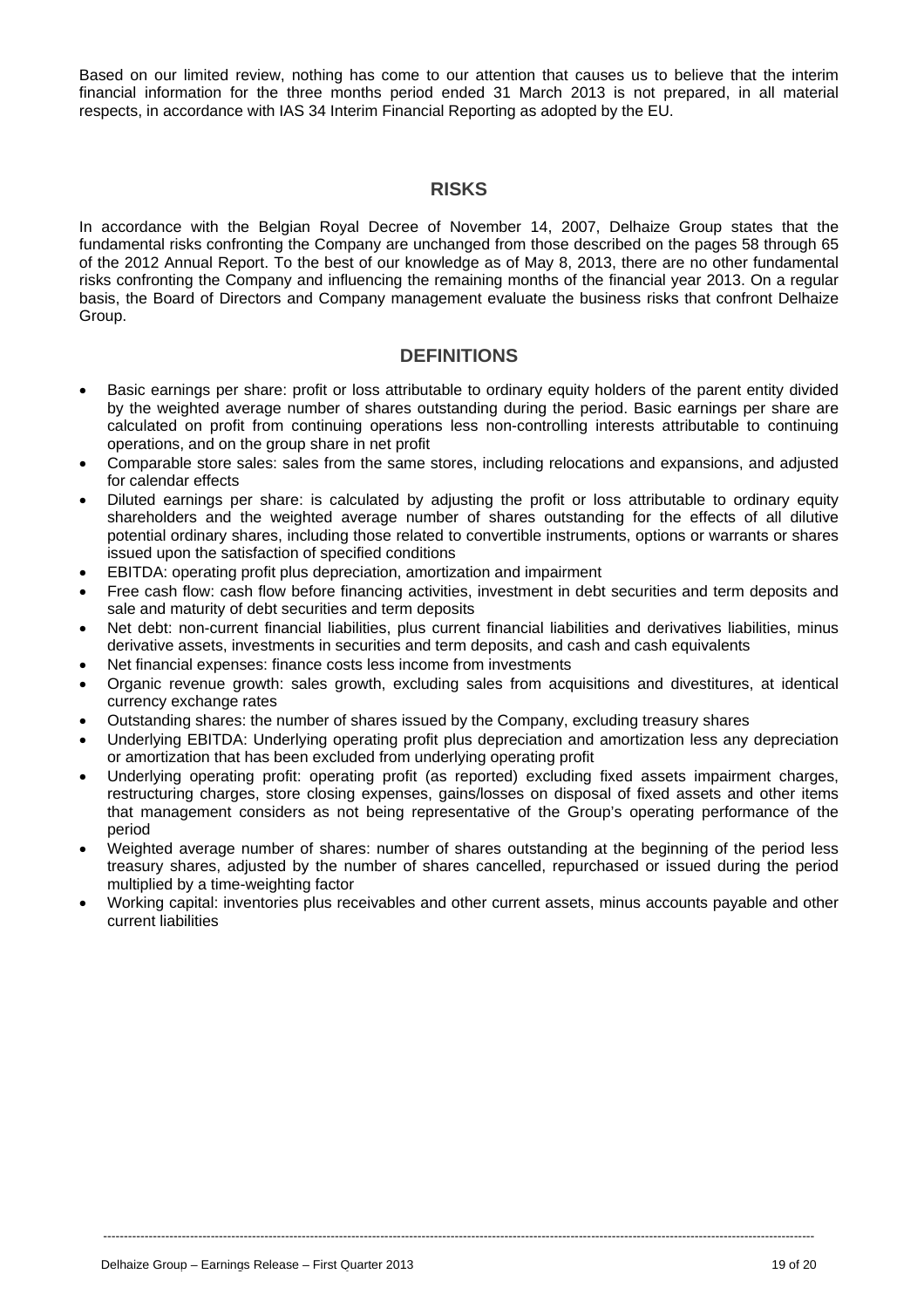Based on our limited review, nothing has come to our attention that causes us to believe that the interim financial information for the three months period ended 31 March 2013 is not prepared, in all material respects, in accordance with IAS 34 Interim Financial Reporting as adopted by the EU.

## RISKS

In accordance with the Belgian Royal Decree of November 14, 2007, Delhaize Group states that the fundamental risks confronting the Company are unchanged from those described on the pages 58 through 65 of the 2012 Annual Report. To the best of our knowledge as of May 8, 2013, there are no other fundamental risks confronting the Company and influencing the remaining months of the financial year 2013. On a regular basis, the Board of Directors and Company management evaluate the business risks that confront Delhaize Group.

## DEFINITIONS

- Basic earnings per share: profit or loss attributable to ordinary equity holders of the parent entity divided by the weighted average number of shares outstanding during the period. Basic earnings per share are calculated on profit from continuing operations less non-controlling interests attributable to continuing operations, and on the group share in net profit
- Comparable store sales: sales from the same stores, including relocations and expansions, and adjusted for calendar effects
- Diluted earnings per share: is calculated by adjusting the profit or loss attributable to ordinary equity shareholders and the weighted average number of shares outstanding for the effects of all dilutive potential ordinary shares, including those related to convertible instruments, options or warrants or shares issued upon the satisfaction of specified conditions
- EBITDA: operating profit plus depreciation, amortization and impairment
- Free cash flow: cash flow before financing activities, investment in debt securities and term deposits and sale and maturity of debt securities and term deposits
- Net debt: non-current financial liabilities, plus current financial liabilities and derivatives liabilities, minus derivative assets, investments in securities and term deposits, and cash and cash equivalents
- Net financial expenses: finance costs less income from investments
- Organic revenue growth: sales growth, excluding sales from acquisitions and divestitures, at identical currency exchange rates
- Outstanding shares: the number of shares issued by the Company, excluding treasury shares
- Underlying EBITDA: Underlying operating profit plus depreciation and amortization less any depreciation or amortization that has been excluded from underlying operating profit
- Underlying operating profit: operating profit (as reported) excluding fixed assets impairment charges, restructuring charges, store closing expenses, gains/losses on disposal of fixed assets and other items that management considers as not being representative of the Group's operating performance of the period
- Weighted average number of shares: number of shares outstanding at the beginning of the period less treasury shares, adjusted by the number of shares cancelled, repurchased or issued during the period multiplied by a time-weighting factor
- Working capital: inventories plus receivables and other current assets, minus accounts payable and other current liabilities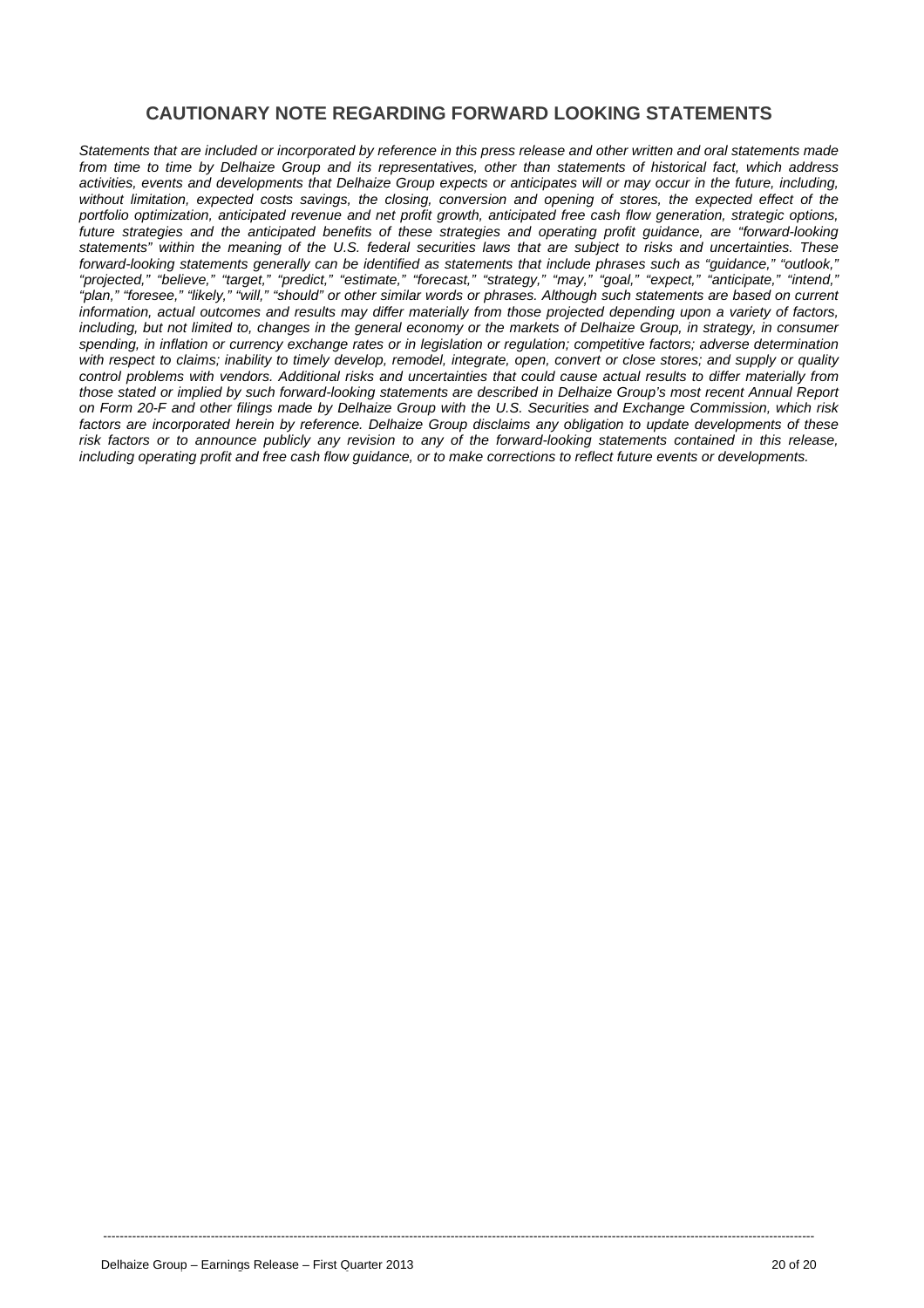## CAUTIONARY NOTE REGARDING FORWARD LOOKING STATEMENTS

*Statements that are included or incorporated by reference in this press release and other written and oral statements made from time to time by Delhaize Group and its representatives, other than statements of historical fact, which address activities, events and developments that Delhaize Group expects or anticipates will or may occur in the future, including, without limitation, expected costs savings, the closing, conversion and opening of stores, the expected effect of the portfolio optimization, anticipated revenue and net profit growth, anticipated free cash flow generation, strategic options, future strategies and the anticipated benefits of these strategies and operating profit guidance, are "forward-looking statements" within the meaning of the U.S. federal securities laws that are subject to risks and uncertainties. These forward-looking statements generally can be identified as statements that include phrases such as "guidance," "outlook," "projected," "believe," "target," "predict," "estimate," "forecast," "strategy," "may," "goal," "expect," "anticipate," "intend," "plan," "foresee," "likely," "will," "should" or other similar words or phrases. Although such statements are based on current information, actual outcomes and results may differ materially from those projected depending upon a variety of factors, including, but not limited to, changes in the general economy or the markets of Delhaize Group, in strategy, in consumer spending, in inflation or currency exchange rates or in legislation or regulation; competitive factors; adverse determination with respect to claims; inability to timely develop, remodel, integrate, open, convert or close stores; and supply or quality control problems with vendors. Additional risks and uncertainties that could cause actual results to differ materially from those stated or implied by such forward-looking statements are described in Delhaize Group's most recent Annual Report on Form 20-F and other filings made by Delhaize Group with the U.S. Securities and Exchange Commission, which risk factors are incorporated herein by reference. Delhaize Group disclaims any obligation to update developments of these risk factors or to announce publicly any revision to any of the forward-looking statements contained in this release, including operating profit and free cash flow guidance, or to make corrections to reflect future events or developments.*